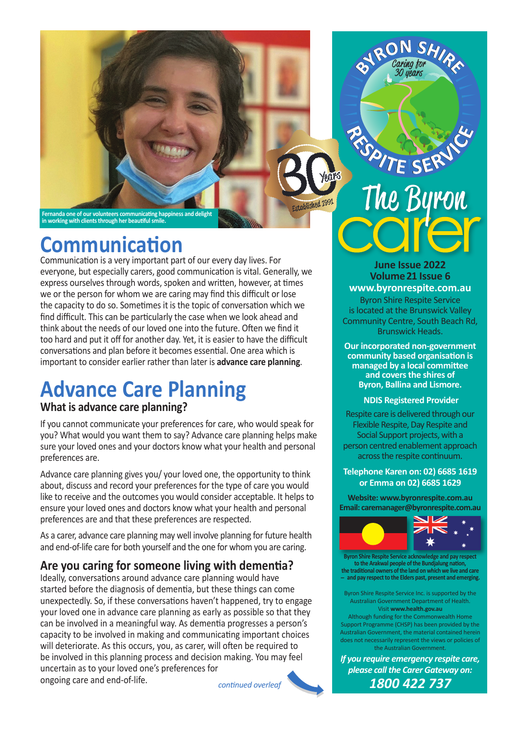Fernanda one of our volunteers communicating happiness and delight in working with clients through her beautiful smile.

# Communication

Communication is a very important part of our every day lives. For everyone, but especially carers, good communication is vital. Generally, we express ourselves through words, spoken and written, however, at times we or the person for whom we are caring may find this difficult or lose the capacity to do so. Sometimes it is the topic of conversation which we find difficult. This can be particularly the case when we look ahead and think about the needs of our loved one into the future. Often we find it too hard and put it off for another day. Yet, it is easier to have the difficult conversations and plan before it becomes essential. One area which is important to consider earlier rather than later is **advance care planning**.

# Advance Care Planning

### What is advance care planning?

If you cannot communicate your preferences for care, who would speak for you? What would you want them to say? Advance care planning helps make sure your loved ones and your doctors know what your health and personal preferences are.

Advance care planning gives you/ your loved one, the opportunity to think about, discuss and record your preferences for the type of care you would like to receive and the outcomes you would consider acceptable. It helps to ensure your loved ones and doctors know what your health and personal preferences are and that these preferences are respected.

As a carer, advance care planning may well involve planning for future health and end-of-life care for both yourself and the one for whom you are caring.

### Are you caring for someone living with dementia?

Ideally, conversations around advance care planning would have started before the diagnosis of dementia, but these things can come unexpectedly. So, if these conversations haven't happened, try to engage your loved one in advance care planning as early as possible so that they can be involved in a meaningful way. As dementia progresses a person's capacity to be involved in making and communicating important choices will deteriorate. As this occurs, you, as carer, will often be required to be involved in this planning process and decision making. You may feel uncertain as to your loved one's preferences for ongoing care and end-of-life.

*continued overleaf*

---

30 Years — Established 1991

BYRON SHIRE RESPITE SERVICE — Caring for 30 years

# The Byron carer

**June Issue 2022**
**Volume 21 Issue 6**
**www.byronrespite.com.au**

Byron Shire Respite Service is located at the Brunswick Valley Community Centre, South Beach Rd, Brunswick Heads.

**Our incorporated non-government community based organisation is managed by a local committee and covers the shires of Byron, Ballina and Lismore.**

**NDIS Registered Provider**

Respite care is delivered through our Flexible Respite, Day Respite and Social Support projects, with a person centred enablement approach across the respite continuum.

**Telephone Karen on: 02) 6685 1619 or Emma on 02) 6685 1629**

**Website: www.byronrespite.com.au**
**Email: caremanager@byronrespite.com.au**

**Byron Shire Respite Service acknowledge and pay respect to the Arakwal people of the Bundjalung nation, the traditional owners of the land on which we live and care – and pay respect to the Elders past, present and emerging.**

Byron Shire Respite Service Inc. is supported by the Australian Government Department of Health. Visit **www.health.gov.au**
Although funding for the Commonwealth Home Support Programme (CHSP) has been provided by the Australian Government, the material contained herein does not necessarily represent the views or policies of the Australian Government.

***If you require emergency respite care, please call the Carer Gateway on:***
***1800 422 737***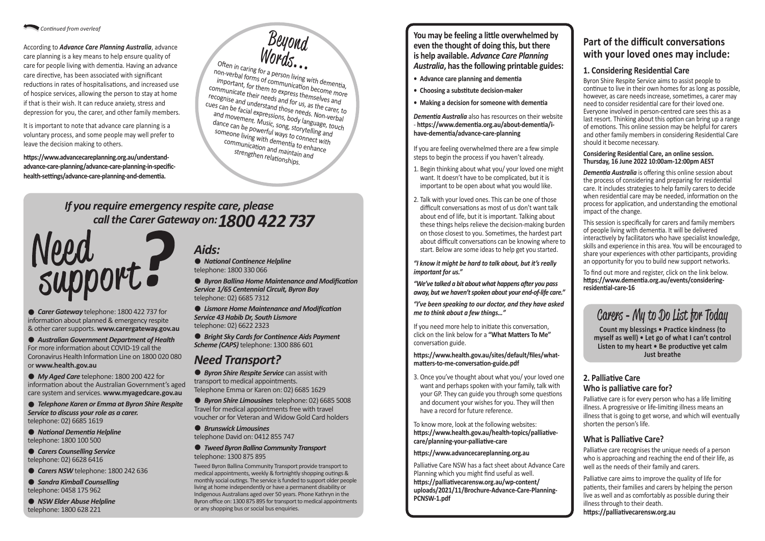*Continued from overleaf*

According to ***Advance Care Planning Australia***, advance care planning is a key means to help ensure quality of care for people living with dementia. Having an advance care directive, has been associated with significant reductions in rates of hospitalisations, and increased use of hospice services, allowing the person to stay at home if that is their wish. It can reduce anxiety, stress and depression for you, the carer, and other family members.

It is important to note that advance care planning is a voluntary process, and some people may well prefer to leave the decision making to others.

**https://www.advancecareplanning.org.au/understand-advance-care-planning/advance-care-planning-in-specific-health-settings/advance-care-planning-and-dementia.**

## Beyond Words...

Often in caring for a person living with dementia, non-verbal forms of communication become more important, for them to express themselves and communicate their needs and for us, as the carer, to recognise and understand those needs. Non-verbal cues can be facial expressions, body language, touch and movement. Music, song, storytelling and dance can be powerful ways to connect with someone living with dementia to enhance communication and maintain and strengthen relationships.

## *If you require emergency respite care, please call the Carer Gateway on: 1800 422 737*

## Need support?

- ***Carer Gateway*** telephone: 1800 422 737 for information about planned & emergency respite & other carer supports. **www.carergateway.gov.au**
- ***Australian Government Department of Health*** For more information about COVID-19 call the Coronavirus Health Information Line on 1800 020 080 or **www.health.gov.au**
- ***My Aged Care*** telephone: 1800 200 422 for information about the Australian Government's aged care system and services. **www.myagedcare.gov.au**
- ***Telephone Karen or Emma at Byron Shire Respite Service to discuss your role as a carer.*** telephone: 02) 6685 1619
- ***National Dementia Helpline*** telephone: 1800 100 500
- ***Carers Counselling Service*** telephone: 02) 6628 6416
- ***Carers NSW*** telephone: 1800 242 636
- ***Sandra Kimball Counselling*** telephone: 0458 175 962
- ***NSW Elder Abuse Helpline*** telephone: 1800 628 221

## *Aids:*

- ***National Continence Helpline*** telephone: 1800 330 066
- ***Byron Ballina Home Maintenance and Modification Service 1/65 Centennial Circuit, Byron Bay*** telephone: 02) 6685 7312
- ***Lismore Home Maintenance and Modification Service 43 Habib Dr, South Lismore*** telephone: 02) 6622 2323
- ***Bright Sky Cards for Continence Aids Payment Scheme (CAPS)*** telephone: 1300 886 601

## *Need Transport?*

- ***Byron Shire Respite Service*** can assist with transport to medical appointments. Telephone Emma or Karen on: 02) 6685 1629
- ***Byron Shire Limousines*** telephone: 02) 6685 5008 Travel for medical appointments free with travel voucher or for Veteran and Widow Gold Card holders
- ***Brunswick Limousines*** telephone David on: 0412 855 747
- ***Tweed Byron Ballina Community Transport*** telephone: 1300 875 895

Tweed Byron Ballina Community Transport provide transport to medical appointments, weekly & fortnightly shopping outings & monthly social outings. The service is funded to support older people living at home independently or have a permanent disability or Indigenous Australians aged over 50 years. Phone Kathryn in the Byron office on: 1300 875 895 for transport to medical appointments or any shopping bus or social bus enquiries.

**You may be feeling a little overwhelmed by even the thought of doing this, but there is help available. *Advance Care Planning Australia*, has the following printable guides:**

- **Advance care planning and dementia**
- **Choosing a substitute decision-maker**
- **Making a decision for someone with dementia**

***Dementia Australia*** also has resources on their website - **https://www.dementia.org.au/about-dementia/i-have-dementia/advance-care-planning**

If you are feeling overwhelmed there are a few simple steps to begin the process if you haven't already.

1. Begin thinking about what you/ your loved one might want. It doesn't have to be complicated, but it is important to be open about what you would like.
2. Talk with your loved ones. This can be one of those difficult conversations as most of us don't want talk about end of life, but it is important. Talking about these things helps relieve the decision-making burden on those closest to you. Sometimes, the hardest part about difficult conversations can be knowing where to start. Below are some ideas to help get you started.

***"I know it might be hard to talk about, but it's really important for us."***

***"We've talked a bit about what happens after you pass away, but we haven't spoken about your end-of-life care."***

***"I've been speaking to our doctor, and they have asked me to think about a few things…"***

If you need more help to initiate this conversation, click on the link below for a **"What Matters To Me"** conversation guide.

**https://www.health.gov.au/sites/default/files/what-matters-to-me-conversation-guide.pdf**

3. Once you've thought about what you/ your loved one want and perhaps spoken with your family, talk with your GP. They can guide you through some questions and document your wishes for you. They will then have a record for future reference.

To know more, look at the following websites: **https://www.health.gov.au/health-topics/palliative-care/planning-your-palliative-care**

**https://www.advancecareplanning.org.au**

Palliative Care NSW has a fact sheet about Advance Care Planning which you might find useful as well. **https://palliativecarensw.org.au/wp-content/uploads/2021/11/Brochure-Advance-Care-Planning-PCNSW-1.pdf**

## Part of the difficult conversations with your loved ones may include:

### 1. Considering Residential Care

Byron Shire Respite Service aims to assist people to continue to live in their own homes for as long as possible, however, as care needs increase, sometimes, a carer may need to consider residential care for their loved one. Everyone involved in person-centred care sees this as a last resort. Thinking about this option can bring up a range of emotions. This online session may be helpful for carers and other family members in considering Residential Care should it become necessary.

**Considering Residential Care, an online session. Thursday, 16 June 2022 10:00am-12:00pm AEST**

***Dementia Australia*** is offering this online session about the process of considering and preparing for residential care. It includes strategies to help family carers to decide when residential care may be needed, information on the process for application, and understanding the emotional impact of the change.

This session is specifically for carers and family members of people living with dementia. It will be delivered interactively by facilitators who have specialist knowledge, skills and experience in this area. You will be encouraged to share your experiences with other participants, providing an opportunity for you to build new support networks.

To find out more and register, click on the link below. **https://www.dementia.org.au/events/considering-residential-care-16**

## Carers - My to Do List for Today

**Count my blessings • Practice kindness (to myself as well) • Let go of what I can't control Listen to my heart • Be productive yet calm Just breathe**

### 2. Palliative Care
### Who is palliative care for?

Palliative care is for every person who has a life limiting illness. A progressive or life-limiting illness means an illness that is going to get worse, and which will eventually shorten the person's life.

### What is Palliative Care?

Palliative care recognises the unique needs of a person who is approaching and reaching the end of their life, as well as the needs of their family and carers.

Palliative care aims to improve the quality of life for patients, their families and carers by helping the person live as well and as comfortably as possible during their illness through to their death.
**https://palliativecarensw.org.au**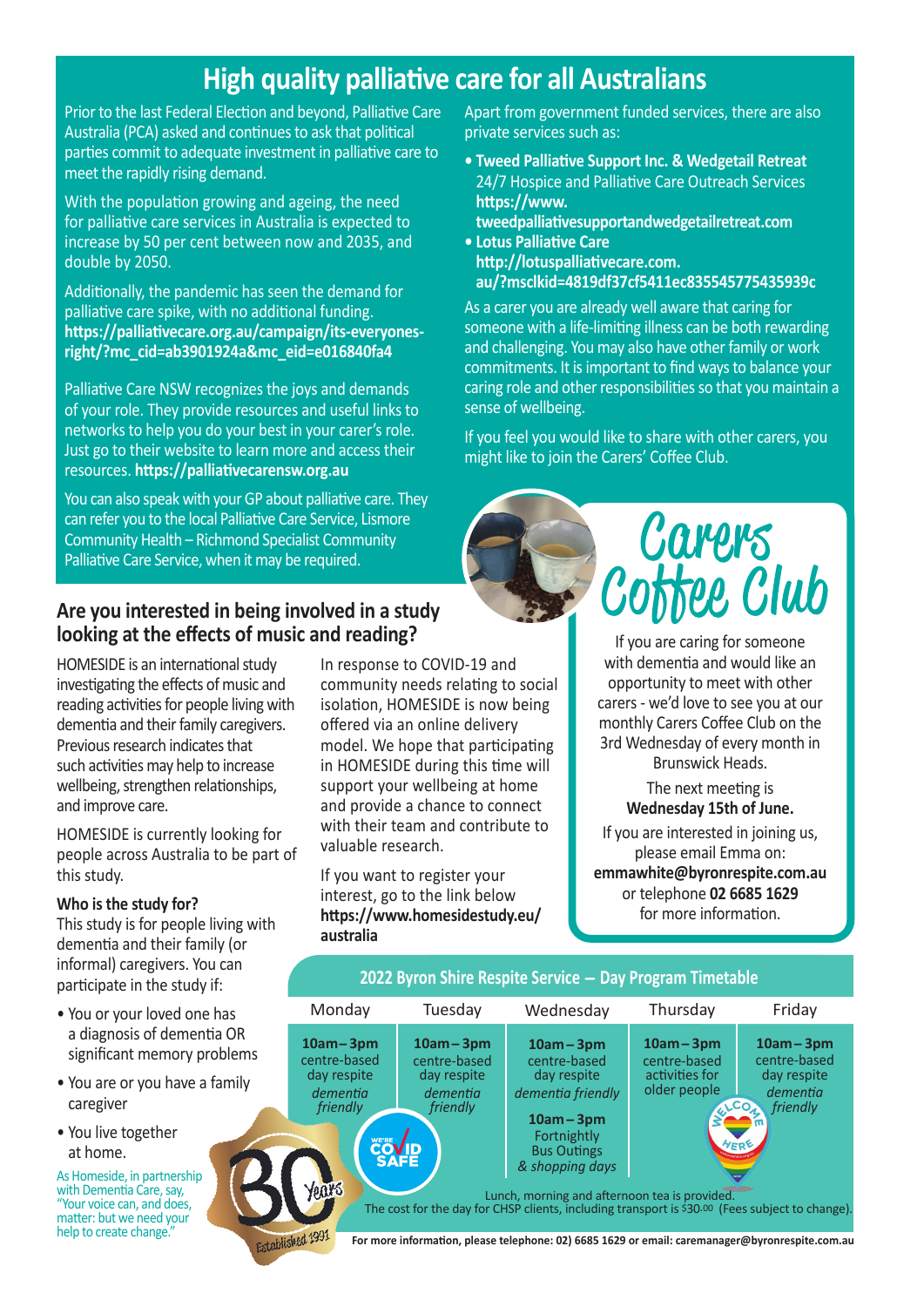# High quality palliative care for all Australians

Prior to the last Federal Election and beyond, Palliative Care Australia (PCA) asked and continues to ask that political parties commit to adequate investment in palliative care to meet the rapidly rising demand.

With the population growing and ageing, the need for palliative care services in Australia is expected to increase by 50 per cent between now and 2035, and double by 2050.

Additionally, the pandemic has seen the demand for palliative care spike, with no additional funding. **https://palliativecare.org.au/campaign/its-everyones-right/?mc_cid=ab3901924a&mc_eid=e016840fa4**

Palliative Care NSW recognizes the joys and demands of your role. They provide resources and useful links to networks to help you do your best in your carer's role. Just go to their website to learn more and access their resources. **https://palliativecarensw.org.au**

You can also speak with your GP about palliative care. They can refer you to the local Palliative Care Service, Lismore Community Health – Richmond Specialist Community Palliative Care Service, when it may be required.

Apart from government funded services, there are also private services such as:

- **Tweed Palliative Support Inc. & Wedgetail Retreat**
  24/7 Hospice and Palliative Care Outreach Services
  **https://www.tweedpalliativesupportandwedgetailretreat.com**
- **Lotus Palliative Care**
  **http://lotuspalliativecare.com.au/?msclkid=4819df37cf5411ec835545775435939c**

As a carer you are already well aware that caring for someone with a life-limiting illness can be both rewarding and challenging. You may also have other family or work commitments. It is important to find ways to balance your caring role and other responsibilities so that you maintain a sense of wellbeing.

If you feel you would like to share with other carers, you might like to join the Carers' Coffee Club.

## Are you interested in being involved in a study looking at the effects of music and reading?

HOMESIDE is an international study investigating the effects of music and reading activities for people living with dementia and their family caregivers. Previous research indicates that such activities may help to increase wellbeing, strengthen relationships, and improve care.

HOMESIDE is currently looking for people across Australia to be part of this study.

**Who is the study for?**
This study is for people living with dementia and their family (or informal) caregivers. You can participate in the study if:

- You or your loved one has a diagnosis of dementia OR significant memory problems
- You are or you have a family caregiver
- You live together at home.

In response to COVID-19 and community needs relating to social isolation, HOMESIDE is now being offered via an online delivery model. We hope that participating in HOMESIDE during this time will support your wellbeing at home and provide a chance to connect with their team and contribute to valuable research.

If you want to register your interest, go to the link below **https://www.homesidestudy.eu/australia**

As Homeside, in partnership with Dementia Care, say, "Your voice can, and does, matter: but we need your help to create change."

## Carers Coffee Club

If you are caring for someone with dementia and would like an opportunity to meet with other carers - we'd love to see you at our monthly Carers Coffee Club on the 3rd Wednesday of every month in Brunswick Heads.

The next meeting is **Wednesday 15th of June.**

If you are interested in joining us, please email Emma on: **emmawhite@byronrespite.com.au** or telephone **02 6685 1629** for more information.

## 2022 Byron Shire Respite Service – Day Program Timetable

| Monday | Tuesday | Wednesday | Thursday | Friday |
|---|---|---|---|---|
| **10am – 3pm** centre-based day respite *dementia friendly* | **10am – 3pm** centre-based day respite *dementia friendly* | **10am – 3pm** centre-based day respite *dementia friendly* **10am – 3pm** Fortnightly Bus Outings *& shopping days* | **10am – 3pm** centre-based activities for older people | **10am – 3pm** centre-based day respite *dementia friendly* |

Lunch, morning and afternoon tea is provided.
The cost for the day for CHSP clients, including transport is $30.00 (Fees subject to change).

WE'RE COVID SAFE

WELCOME HERE

30 Years Established 1991

**For more information, please telephone: 02) 6685 1629 or email: caremanager@byronrespite.com.au**